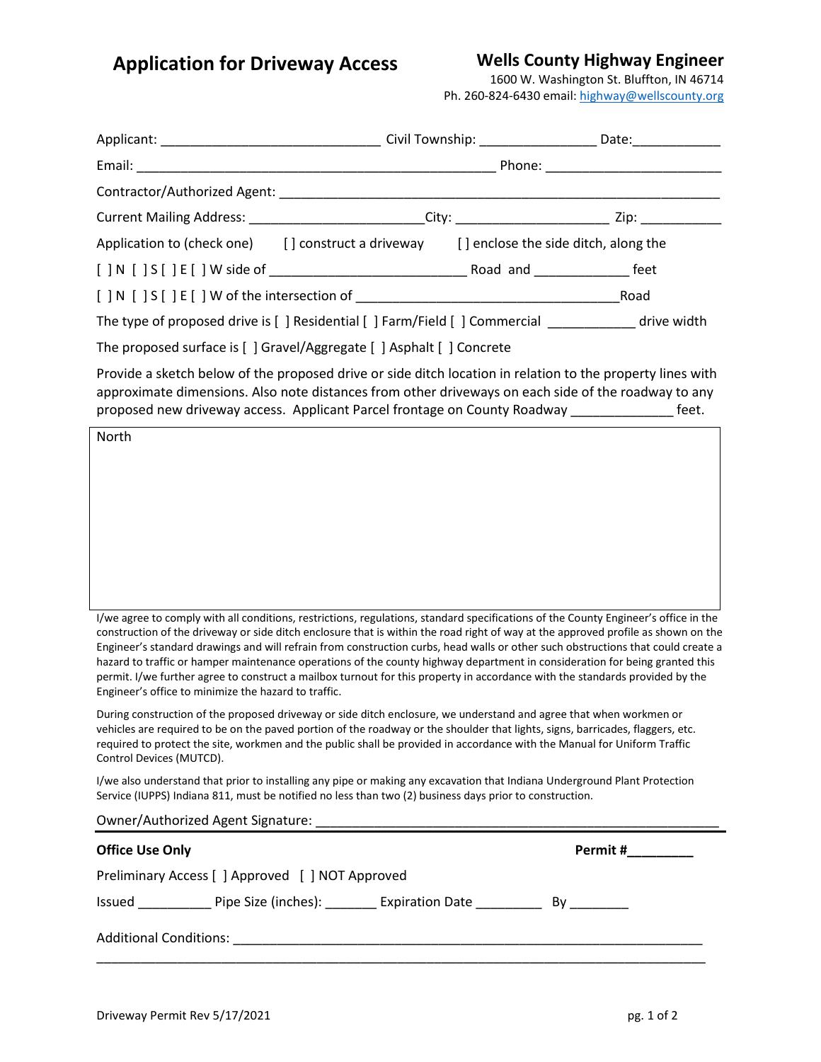# Application for Driveway Access

## Wells County Highway Engineer

1600 W. Washington St. Bluffton, IN 46714
Ph. 260-824-6430 email: highway@wellscounty.org

Applicant: ____________________________ Civil Township: _______________ Date:___________

Email: ______________________________________________ Phone: ______________________

Contractor/Authorized Agent: ________________________________________________________

Current Mailing Address: ______________________City: ___________________ Zip: __________

Application to (check one) [ ] construct a driveway [ ] enclose the side ditch, along the

[ ] N [ ] S [ ] E [ ] W side of _________________________ Road and ____________ feet

[ ] N [ ] S [ ] E [ ] W of the intersection of _________________________________Road

The type of proposed drive is [ ] Residential [ ] Farm/Field [ ] Commercial ___________ drive width

The proposed surface is [ ] Gravel/Aggregate [ ] Asphalt [ ] Concrete

Provide a sketch below of the proposed drive or side ditch location in relation to the property lines with approximate dimensions. Also note distances from other driveways on each side of the roadway to any proposed new driveway access. Applicant Parcel frontage on County Roadway _____________ feet.

North

I/we agree to comply with all conditions, restrictions, regulations, standard specifications of the County Engineer's office in the construction of the driveway or side ditch enclosure that is within the road right of way at the approved profile as shown on the Engineer's standard drawings and will refrain from construction curbs, head walls or other such obstructions that could create a hazard to traffic or hamper maintenance operations of the county highway department in consideration for being granted this permit. I/we further agree to construct a mailbox turnout for this property in accordance with the standards provided by the Engineer's office to minimize the hazard to traffic.

During construction of the proposed driveway or side ditch enclosure, we understand and agree that when workmen or vehicles are required to be on the paved portion of the roadway or the shoulder that lights, signs, barricades, flaggers, etc. required to protect the site, workmen and the public shall be provided in accordance with the Manual for Uniform Traffic Control Devices (MUTCD).

I/we also understand that prior to installing any pipe or making any excavation that Indiana Underground Plant Protection Service (IUPPS) Indiana 811, must be notified no less than two (2) business days prior to construction.

Owner/Authorized Agent Signature: ____________________________________________________

**Office Use Only** **Permit #________**

Preliminary Access [ ] Approved [ ] NOT Approved

Issued __________ Pipe Size (inches): _______ Expiration Date _________ By ________

Additional Conditions: _________________________________________________________________

___________________________________________________________________________________

Driveway Permit Rev 5/17/2021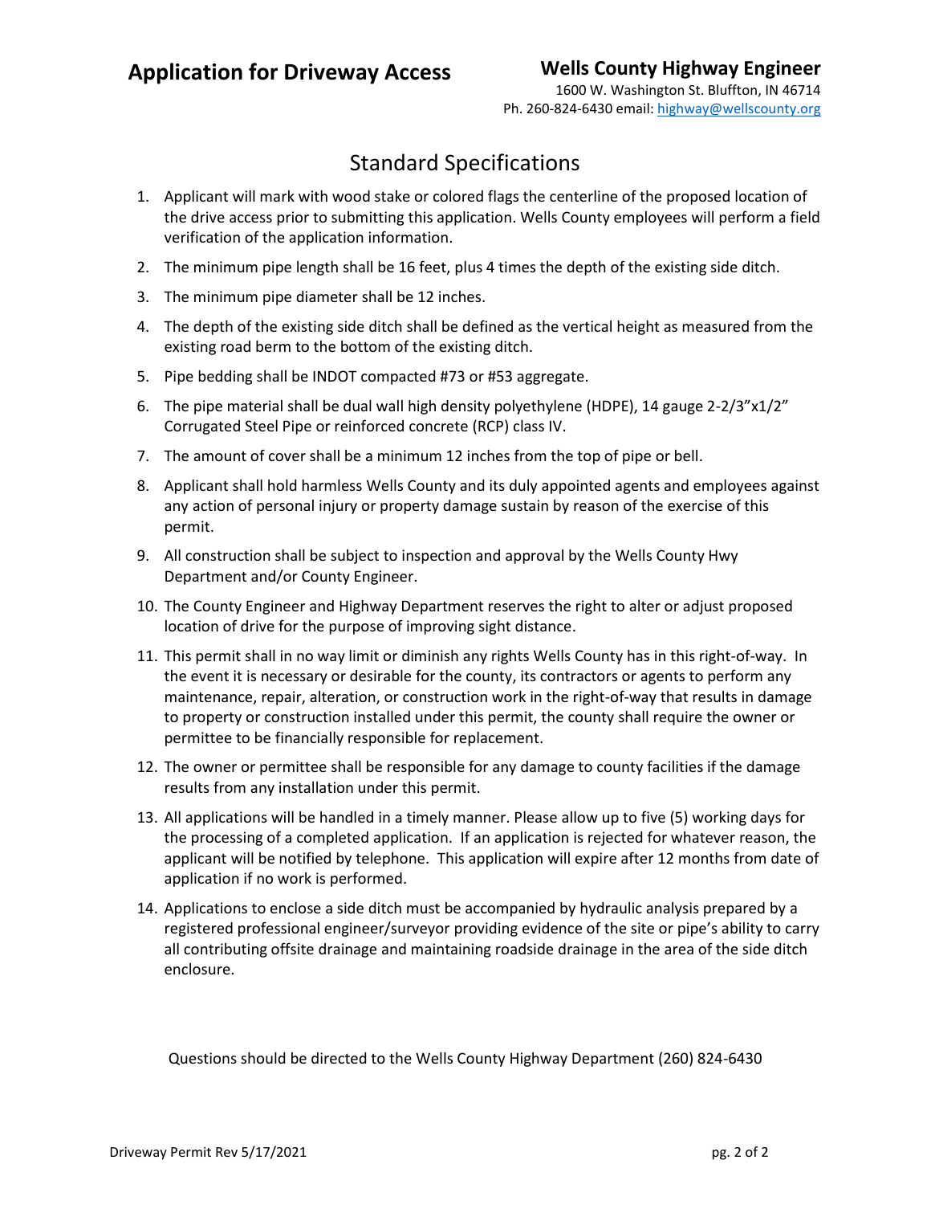# Application for Driveway Access

**Wells County Highway Engineer**
1600 W. Washington St. Bluffton, IN 46714
Ph. 260-824-6430 email: highway@wellscounty.org

## Standard Specifications

1. Applicant will mark with wood stake or colored flags the centerline of the proposed location of the drive access prior to submitting this application. Wells County employees will perform a field verification of the application information.
2. The minimum pipe length shall be 16 feet, plus 4 times the depth of the existing side ditch.
3. The minimum pipe diameter shall be 12 inches.
4. The depth of the existing side ditch shall be defined as the vertical height as measured from the existing road berm to the bottom of the existing ditch.
5. Pipe bedding shall be INDOT compacted #73 or #53 aggregate.
6. The pipe material shall be dual wall high density polyethylene (HDPE), 14 gauge 2-2/3"x1/2" Corrugated Steel Pipe or reinforced concrete (RCP) class IV.
7. The amount of cover shall be a minimum 12 inches from the top of pipe or bell.
8. Applicant shall hold harmless Wells County and its duly appointed agents and employees against any action of personal injury or property damage sustain by reason of the exercise of this permit.
9. All construction shall be subject to inspection and approval by the Wells County Hwy Department and/or County Engineer.
10. The County Engineer and Highway Department reserves the right to alter or adjust proposed location of drive for the purpose of improving sight distance.
11. This permit shall in no way limit or diminish any rights Wells County has in this right-of-way. In the event it is necessary or desirable for the county, its contractors or agents to perform any maintenance, repair, alteration, or construction work in the right-of-way that results in damage to property or construction installed under this permit, the county shall require the owner or permittee to be financially responsible for replacement.
12. The owner or permittee shall be responsible for any damage to county facilities if the damage results from any installation under this permit.
13. All applications will be handled in a timely manner. Please allow up to five (5) working days for the processing of a completed application. If an application is rejected for whatever reason, the applicant will be notified by telephone. This application will expire after 12 months from date of application if no work is performed.
14. Applications to enclose a side ditch must be accompanied by hydraulic analysis prepared by a registered professional engineer/surveyor providing evidence of the site or pipe's ability to carry all contributing offsite drainage and maintaining roadside drainage in the area of the side ditch enclosure.

Questions should be directed to the Wells County Highway Department (260) 824-6430

Driveway Permit Rev 5/17/2021